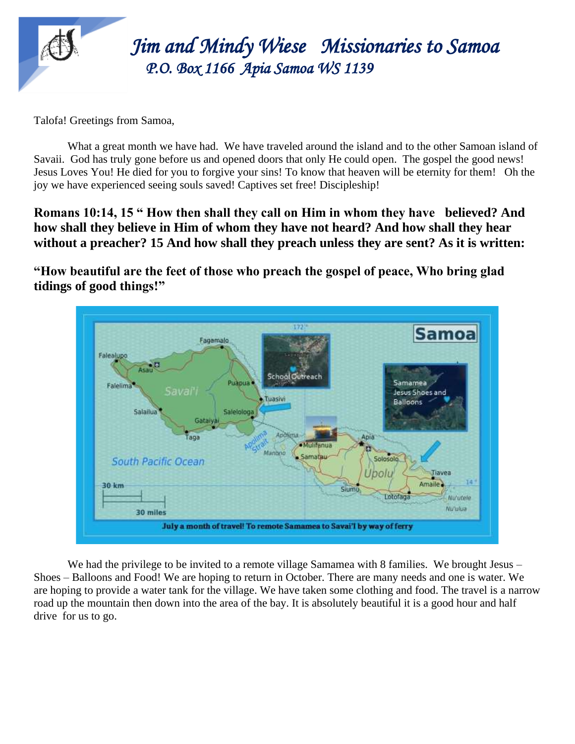# *Jim and Mindy Wiese Missionaries to Samoa*

## *P.O. Box 1166 Apia Samoa WS 1139*

Talofa! Greetings from Samoa,

What a great month we have had. We have traveled around the island and to the other Samoan island of Savaii. God has truly gone before us and opened doors that only He could open. The gospel the good news! Jesus Loves You! He died for you to forgive your sins! To know that heaven will be eternity for them! Oh the joy we have experienced seeing souls saved! Captives set free! Discipleship!

**Romans 10:14, 15 " How then shall they call on Him in whom they have believed? And how shall they believe in Him of whom they have not heard? And how shall they hear without a preacher? 15 And how shall they preach unless they are sent? As it is written:**

**"How beautiful are the feet of those who preach the gospel of peace, Who bring glad tidings of good things!"**

July a month of travel! To remote Samamea to Savai'I by way of ferry

We had the privilege to be invited to a remote village Samamea with 8 families. We brought Jesus – Shoes – Balloons and Food! We are hoping to return in October. There are many needs and one is water. We are hoping to provide a water tank for the village. We have taken some clothing and food. The travel is a narrow road up the mountain then down into the area of the bay. It is absolutely beautiful it is a good hour and half drive for us to go.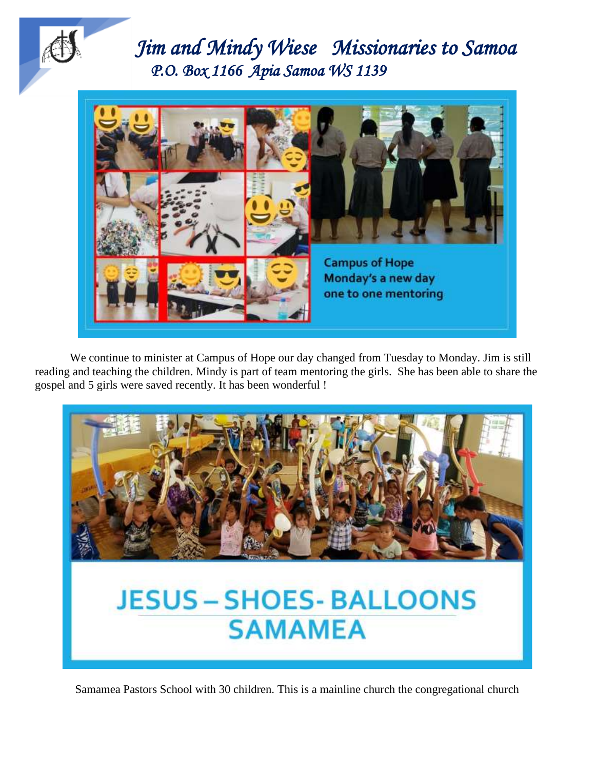# *Jim and Mindy Wiese   Missionaries to Samoa*

*P.O. Box 1166  Apia Samoa WS 1139*

Campus of Hope
Monday's a new day
one to one mentoring

We continue to minister at Campus of Hope our day changed from Tuesday to Monday. Jim is still reading and teaching the children. Mindy is part of team mentoring the girls.  She has been able to share the gospel and 5 girls were saved recently. It has been wonderful !

JESUS – SHOES- BALLOONS
SAMAMEA

Samamea Pastors School with 30 children. This is a mainline church the congregational church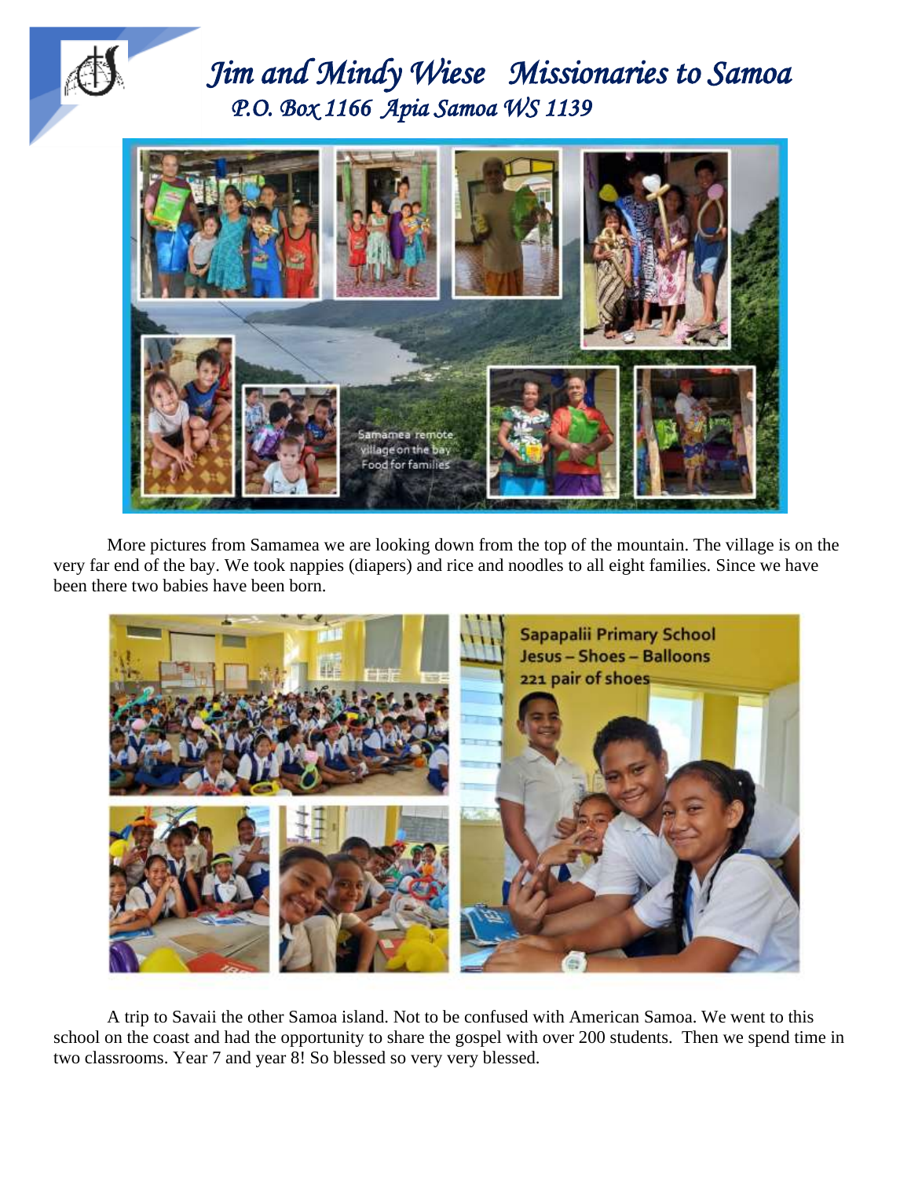# *Jim and Mindy Wiese Missionaries to Samoa*

*P.O. Box 1166 Apia Samoa WS 1139*

Samamea remote village on the bay Food for families

More pictures from Samamea we are looking down from the top of the mountain. The village is on the very far end of the bay. We took nappies (diapers) and rice and noodles to all eight families. Since we have been there two babies have been born.

Sapapalii Primary School
Jesus – Shoes – Balloons
221 pair of shoes

A trip to Savaii the other Samoa island. Not to be confused with American Samoa. We went to this school on the coast and had the opportunity to share the gospel with over 200 students. Then we spend time in two classrooms. Year 7 and year 8! So blessed so very very blessed.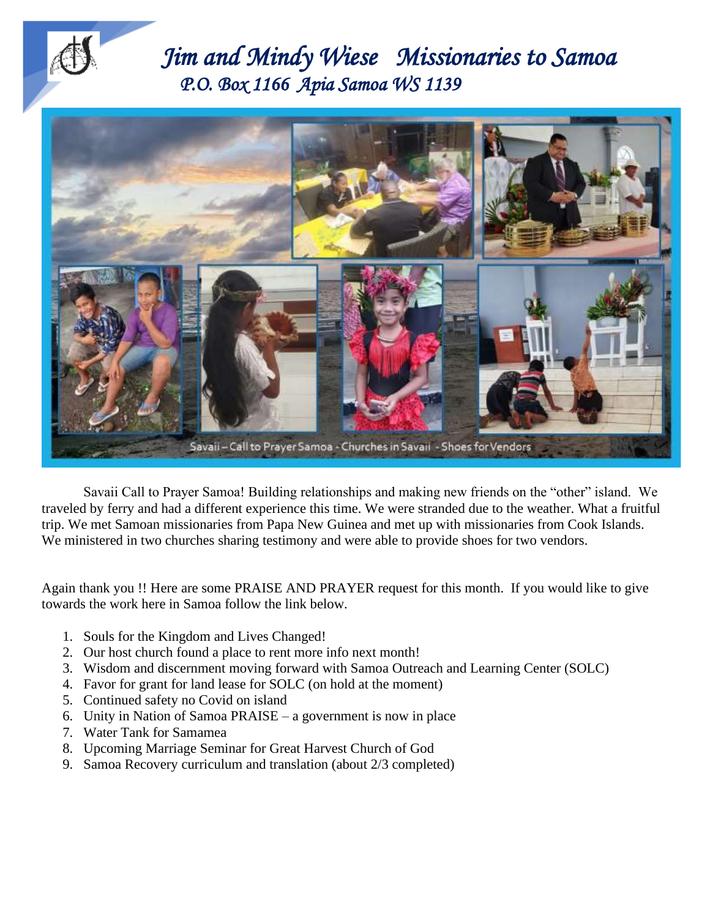# *Jim and Mindy Wiese Missionaries to Samoa*

## *P.O. Box 1166 Apia Samoa WS 1139*

Savaii – Call to Prayer Samoa - Churches in Savaii - Shoes for Vendors

Savaii Call to Prayer Samoa! Building relationships and making new friends on the "other" island. We traveled by ferry and had a different experience this time. We were stranded due to the weather. What a fruitful trip. We met Samoan missionaries from Papa New Guinea and met up with missionaries from Cook Islands. We ministered in two churches sharing testimony and were able to provide shoes for two vendors.

Again thank you !! Here are some PRAISE AND PRAYER request for this month. If you would like to give towards the work here in Samoa follow the link below.

1. Souls for the Kingdom and Lives Changed!
2. Our host church found a place to rent more info next month!
3. Wisdom and discernment moving forward with Samoa Outreach and Learning Center (SOLC)
4. Favor for grant for land lease for SOLC (on hold at the moment)
5. Continued safety no Covid on island
6. Unity in Nation of Samoa PRAISE – a government is now in place
7. Water Tank for Samamea
8. Upcoming Marriage Seminar for Great Harvest Church of God
9. Samoa Recovery curriculum and translation (about 2/3 completed)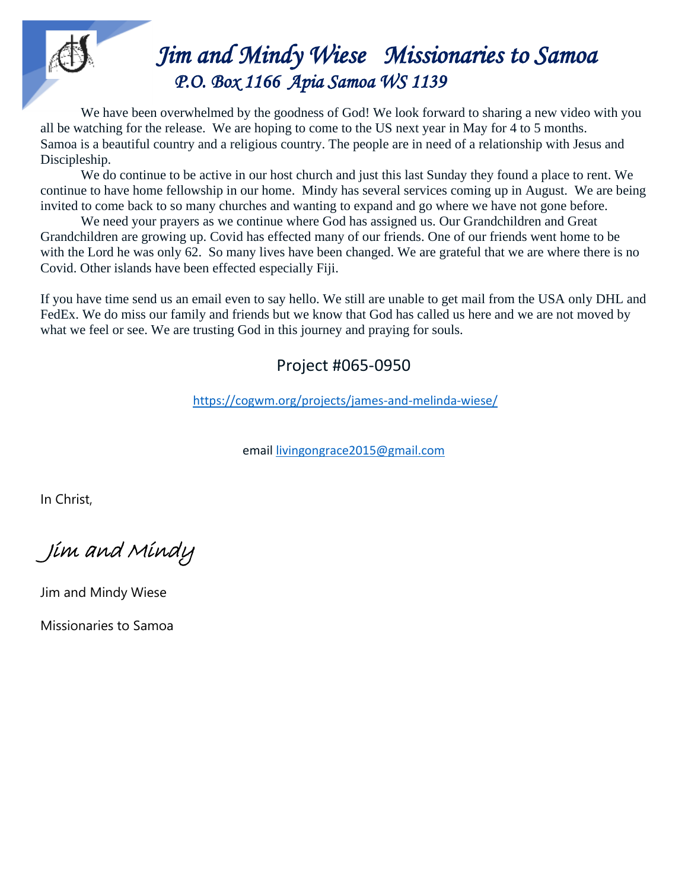# *Jim and Mindy Wiese Missionaries to Samoa*

## *P.O. Box 1166 Apia Samoa WS 1139*

We have been overwhelmed by the goodness of God! We look forward to sharing a new video with you all be watching for the release. We are hoping to come to the US next year in May for 4 to 5 months. Samoa is a beautiful country and a religious country. The people are in need of a relationship with Jesus and Discipleship.

We do continue to be active in our host church and just this last Sunday they found a place to rent. We continue to have home fellowship in our home. Mindy has several services coming up in August. We are being invited to come back to so many churches and wanting to expand and go where we have not gone before.

We need your prayers as we continue where God has assigned us. Our Grandchildren and Great Grandchildren are growing up. Covid has effected many of our friends. One of our friends went home to be with the Lord he was only 62. So many lives have been changed. We are grateful that we are where there is no Covid. Other islands have been effected especially Fiji.

If you have time send us an email even to say hello. We still are unable to get mail from the USA only DHL and FedEx. We do miss our family and friends but we know that God has called us here and we are not moved by what we feel or see. We are trusting God in this journey and praying for souls.

Project #065-0950

https://cogwm.org/projects/james-and-melinda-wiese/

email livingongrace2015@gmail.com

In Christ,

*Jim and Mindy*

Jim and Mindy Wiese

Missionaries to Samoa